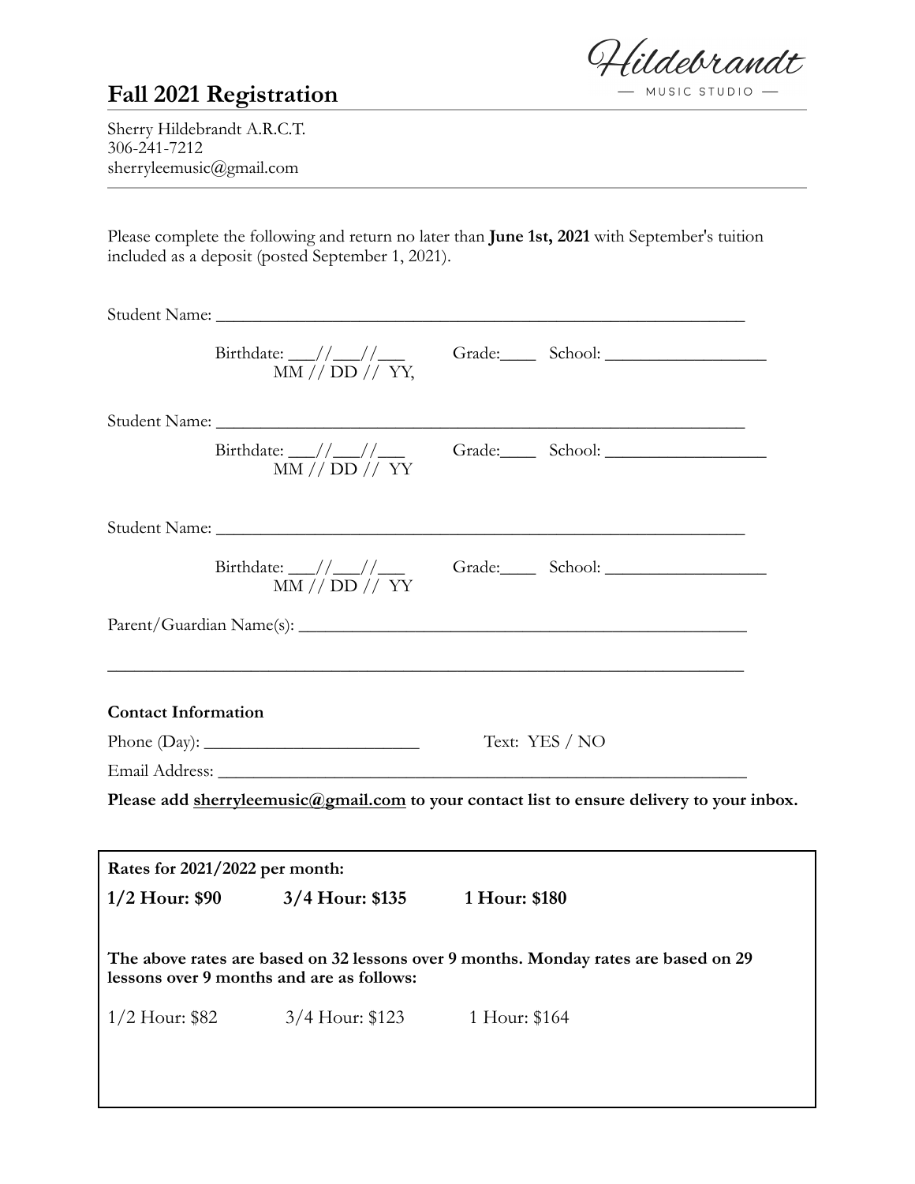Hildebrandt
— MUSIC STUDIO —

# Fall 2021 Registration

Sherry Hildebrandt A.R.C.T.
306-241-7212
sherryleemusic@gmail.com

---

Please complete the following and return no later than **June 1st, 2021** with September's tuition included as a deposit (posted September 1, 2021).

Student Name: ________________________________________________

Birthdate: ___//___//___ Grade:____ School: ________________
MM // DD // YY,

Student Name: ________________________________________________

Birthdate: ___//___//___ Grade:____ School: ________________
MM // DD // YY

Student Name: ________________________________________________

Birthdate: ___//___//___ Grade:____ School: ________________
MM // DD // YY

Parent/Guardian Name(s): ______________________________________

________________________________________________________________

**Contact Information**

Phone (Day): ________________________ Text: YES / NO

Email Address: ________________________________________________

**Please add sherryleemusic@gmail.com to your contact list to ensure delivery to your inbox.**

**Rates for 2021/2022 per month:**

**1/2 Hour: $90** **3/4 Hour: $135** **1 Hour: $180**

**The above rates are based on 32 lessons over 9 months. Monday rates are based on 29 lessons over 9 months and are as follows:**

1/2 Hour: $82 3/4 Hour: $123 1 Hour: $164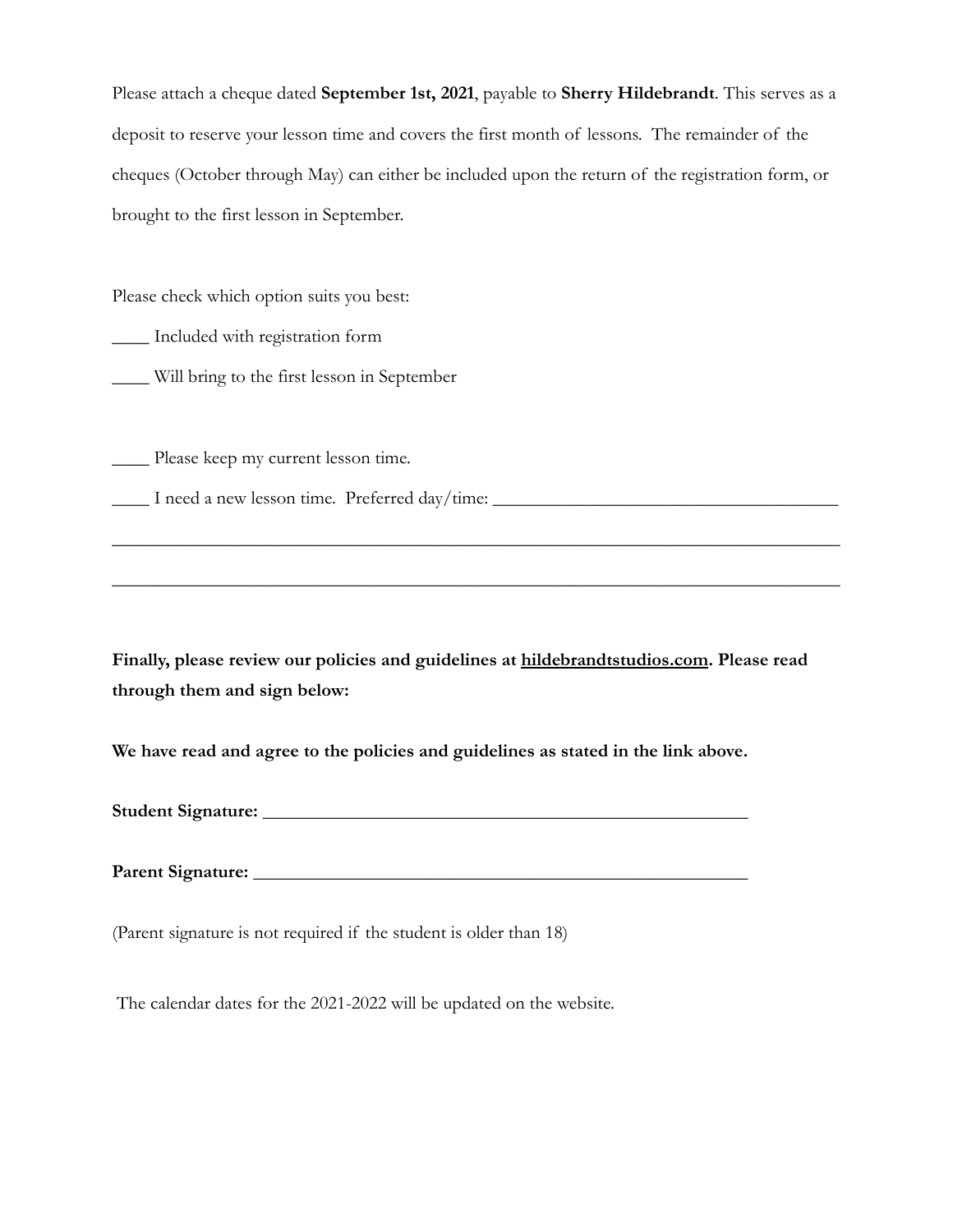Please attach a cheque dated **September 1st, 2021**, payable to **Sherry Hildebrandt**. This serves as a deposit to reserve your lesson time and covers the first month of lessons. The remainder of the cheques (October through May) can either be included upon the return of the registration form, or brought to the first lesson in September.

Please check which option suits you best:

____ Included with registration form

____ Will bring to the first lesson in September

____ Please keep my current lesson time.

____ I need a new lesson time. Preferred day/time: ______________________________________

_________________________________________________________________________________

_________________________________________________________________________________

**Finally, please review our policies and guidelines at hildebrandtstudios.com. Please read through them and sign below:**

**We have read and agree to the policies and guidelines as stated in the link above.**

**Student Signature:** ______________________________________________________

**Parent Signature:** ______________________________________________________

(Parent signature is not required if the student is older than 18)

The calendar dates for the 2021-2022 will be updated on the website.